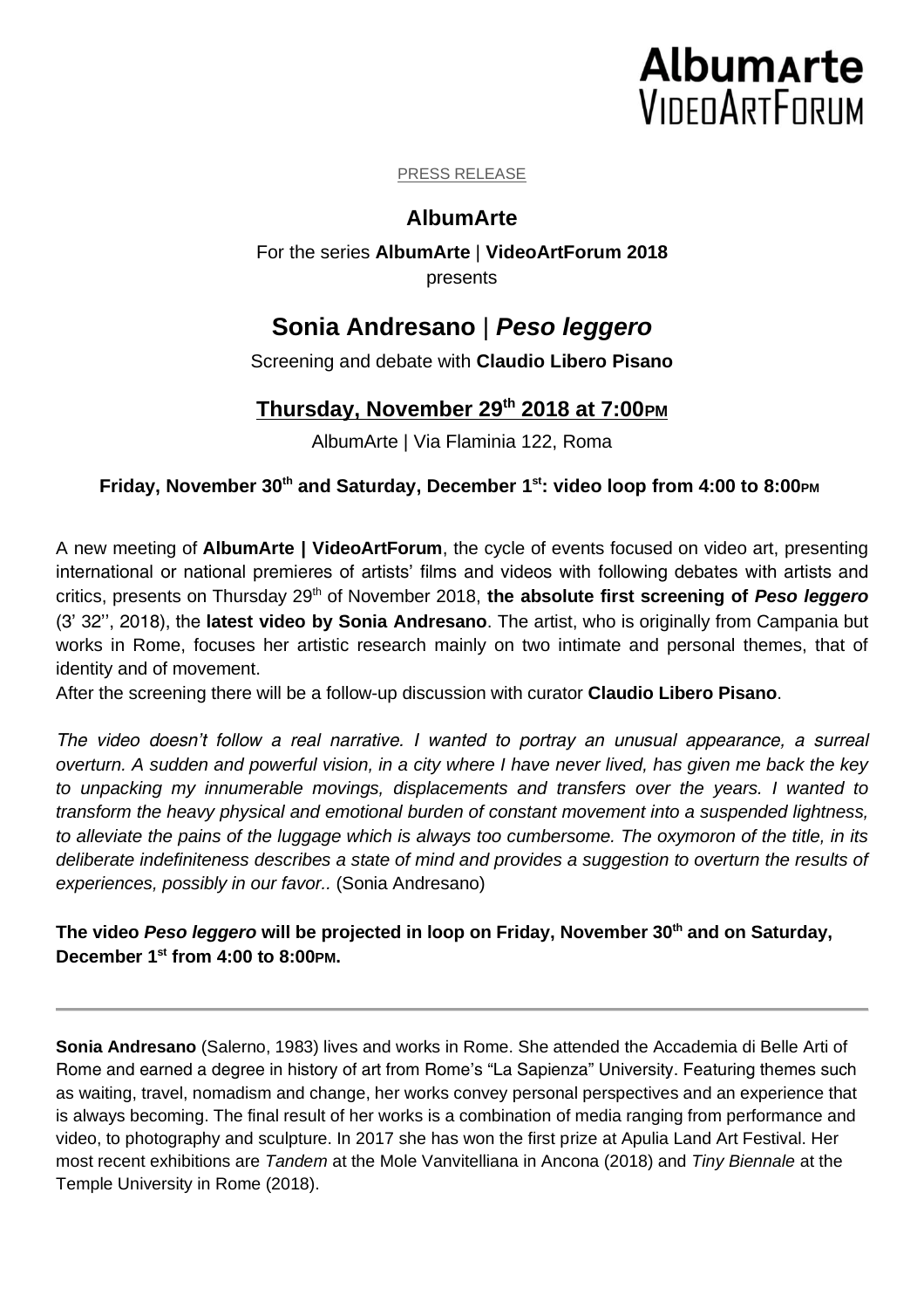AlbumArte
VideoArtForum

PRESS RELEASE

## AlbumArte

For the series **AlbumArte** | **VideoArtForum 2018**
presents

# Sonia Andresano | *Peso leggero*

Screening and debate with **Claudio Libero Pisano**

## Thursday, November 29th 2018 at 7:00PM

AlbumArte | Via Flaminia 122, Roma

**Friday, November 30th and Saturday, December 1st: video loop from 4:00 to 8:00PM**

A new meeting of **AlbumArte | VideoArtForum**, the cycle of events focused on video art, presenting international or national premieres of artists' films and videos with following debates with artists and critics, presents on Thursday 29th of November 2018, **the absolute first screening of *Peso leggero*** (3' 32'', 2018), the **latest video by Sonia Andresano**. The artist, who is originally from Campania but works in Rome, focuses her artistic research mainly on two intimate and personal themes, that of identity and of movement.
After the screening there will be a follow-up discussion with curator **Claudio Libero Pisano**.

*The video doesn't follow a real narrative. I wanted to portray an unusual appearance, a surreal overturn. A sudden and powerful vision, in a city where I have never lived, has given me back the key to unpacking my innumerable movings, displacements and transfers over the years. I wanted to transform the heavy physical and emotional burden of constant movement into a suspended lightness, to alleviate the pains of the luggage which is always too cumbersome. The oxymoron of the title, in its deliberate indefiniteness describes a state of mind and provides a suggestion to overturn the results of experiences, possibly in our favor..* (Sonia Andresano)

**The video *Peso leggero* will be projected in loop on Friday, November 30th and on Saturday, December 1st from 4:00 to 8:00PM.**

---

**Sonia Andresano** (Salerno, 1983) lives and works in Rome. She attended the Accademia di Belle Arti of Rome and earned a degree in history of art from Rome's "La Sapienza" University. Featuring themes such as waiting, travel, nomadism and change, her works convey personal perspectives and an experience that is always becoming. The final result of her works is a combination of media ranging from performance and video, to photography and sculpture. In 2017 she has won the first prize at Apulia Land Art Festival. Her most recent exhibitions are *Tandem* at the Mole Vanvitelliana in Ancona (2018) and *Tiny Biennale* at the Temple University in Rome (2018).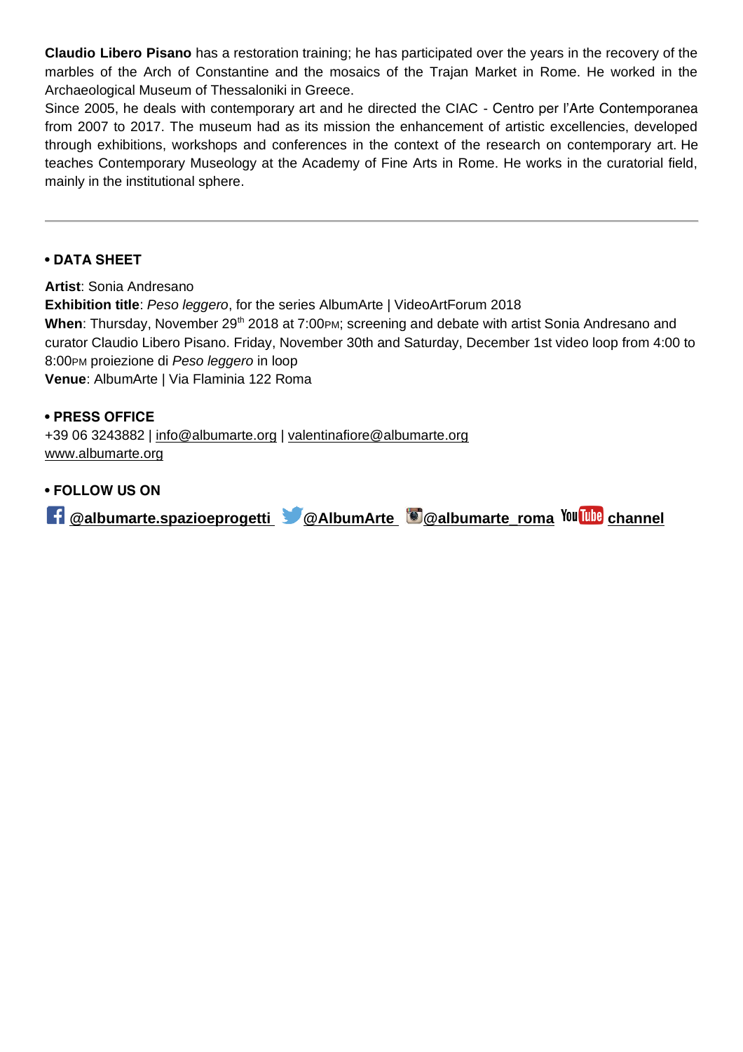**Claudio Libero Pisano** has a restoration training; he has participated over the years in the recovery of the marbles of the Arch of Constantine and the mosaics of the Trajan Market in Rome. He worked in the Archaeological Museum of Thessaloniki in Greece.

Since 2005, he deals with contemporary art and he directed the CIAC - Centro per l'Arte Contemporanea from 2007 to 2017. The museum had as its mission the enhancement of artistic excellencies, developed through exhibitions, workshops and conferences in the context of the research on contemporary art. He teaches Contemporary Museology at the Academy of Fine Arts in Rome. He works in the curatorial field, mainly in the institutional sphere.

---

**• DATA SHEET**

**Artist**: Sonia Andresano
**Exhibition title**: *Peso leggero*, for the series AlbumArte | VideoArtForum 2018
**When**: Thursday, November 29th 2018 at 7:00PM; screening and debate with artist Sonia Andresano and curator Claudio Libero Pisano. Friday, November 30th and Saturday, December 1st video loop from 4:00 to 8:00PM proiezione di *Peso leggero* in loop
**Venue**: AlbumArte | Via Flaminia 122 Roma

**• PRESS OFFICE**
+39 06 3243882 | info@albumarte.org | valentinafiore@albumarte.org
www.albumarte.org

**• FOLLOW US ON**

**@albumarte.spazioeprogetti** **@AlbumArte** **@albumarte_roma** YouTube **channel**